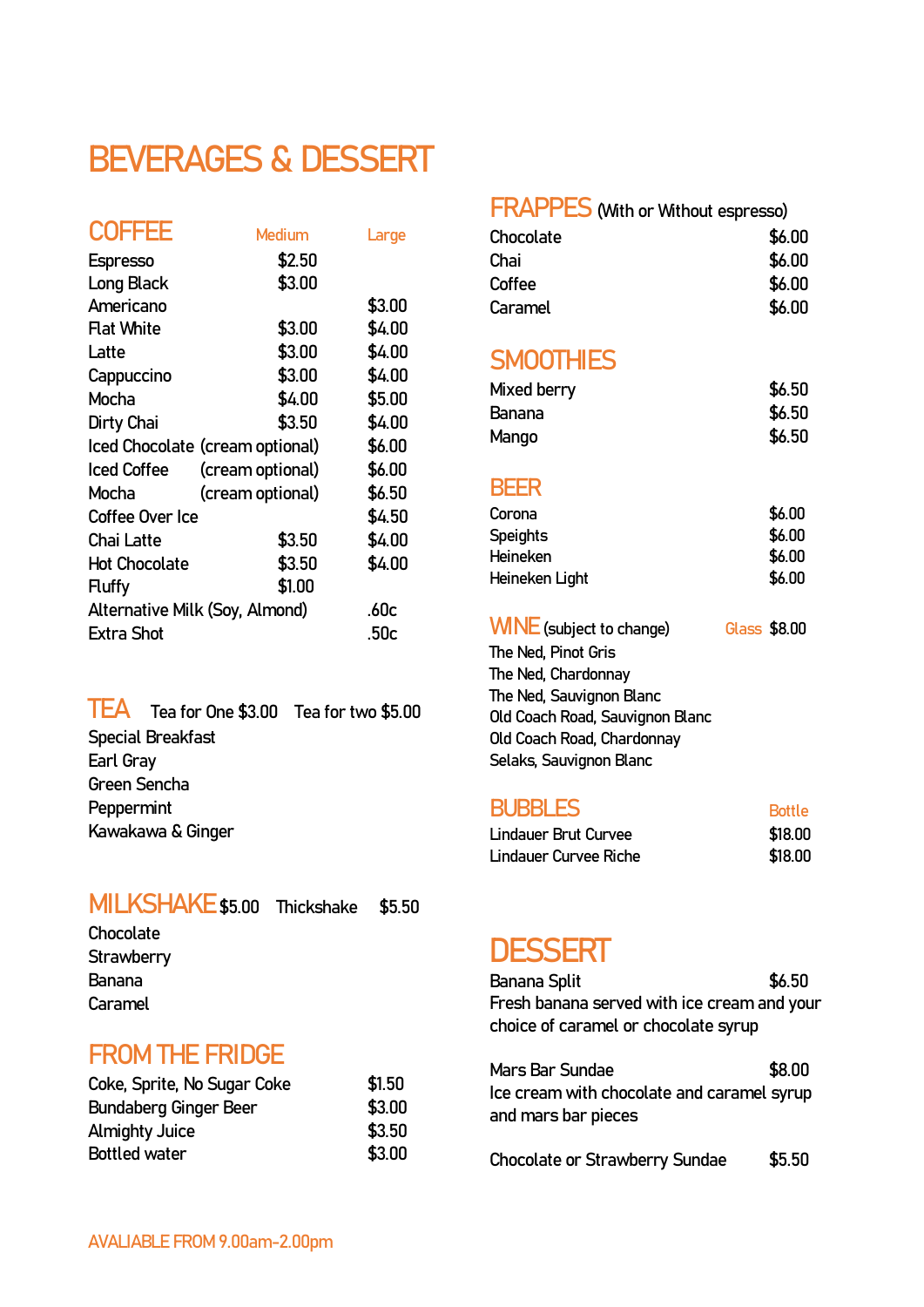# BEVERAGES & DESSERT

## COFFEE

| | Medium | Large |
|---|---|---|
| Espresso | $2.50 | |
| Long Black | $3.00 | |
| Americano | | $3.00 |
| Flat White | $3.00 | $4.00 |
| Latte | $3.00 | $4.00 |
| Cappuccino | $3.00 | $4.00 |
| Mocha | $4.00 | $5.00 |
| Dirty Chai | $3.50 | $4.00 |
| Iced Chocolate (cream optional) | | $6.00 |
| Iced Coffee (cream optional) | | $6.00 |
| Mocha (cream optional) | | $6.50 |
| Coffee Over Ice | | $4.50 |
| Chai Latte | $3.50 | $4.00 |
| Hot Chocolate | $3.50 | $4.00 |
| Fluffy | $1.00 | |
| Alternative Milk (Soy, Almond) | | .60c |
| Extra Shot | | .50c |

## TEA

Tea for One $3.00 Tea for two $5.00

- Special Breakfast
- Earl Gray
- Green Sencha
- Peppermint
- Kawakawa & Ginger

## MILKSHAKE

$5.00 Thickshake $5.50

- Chocolate
- Strawberry
- Banana
- Caramel

## FROM THE FRIDGE

| | |
|---|---|
| Coke, Sprite, No Sugar Coke | $1.50 |
| Bundaberg Ginger Beer | $3.00 |
| Almighty Juice | $3.50 |
| Bottled water | $3.00 |

## FRAPPES (With or Without espresso)

| | |
|---|---|
| Chocolate | $6.00 |
| Chai | $6.00 |
| Coffee | $6.00 |
| Caramel | $6.00 |

## SMOOTHIES

| | |
|---|---|
| Mixed berry | $6.50 |
| Banana | $6.50 |
| Mango | $6.50 |

## BEER

| | |
|---|---|
| Corona | $6.00 |
| Speights | $6.00 |
| Heineken | $6.00 |
| Heineken Light | $6.00 |

## WINE (subject to change)

Glass $8.00

- The Ned, Pinot Gris
- The Ned, Chardonnay
- The Ned, Sauvignon Blanc
- Old Coach Road, Sauvignon Blanc
- Old Coach Road, Chardonnay
- Selaks, Sauvignon Blanc

## BUBBLES

| | Bottle |
|---|---|
| Lindauer Brut Curvee | $18.00 |
| Lindauer Curvee Riche | $18.00 |

## DESSERT

**Banana Split** $6.50
Fresh banana served with ice cream and your choice of caramel or chocolate syrup

**Mars Bar Sundae** $8.00
Ice cream with chocolate and caramel syrup and mars bar pieces

**Chocolate or Strawberry Sundae** $5.50

AVALIABLE FROM 9.00am-2.00pm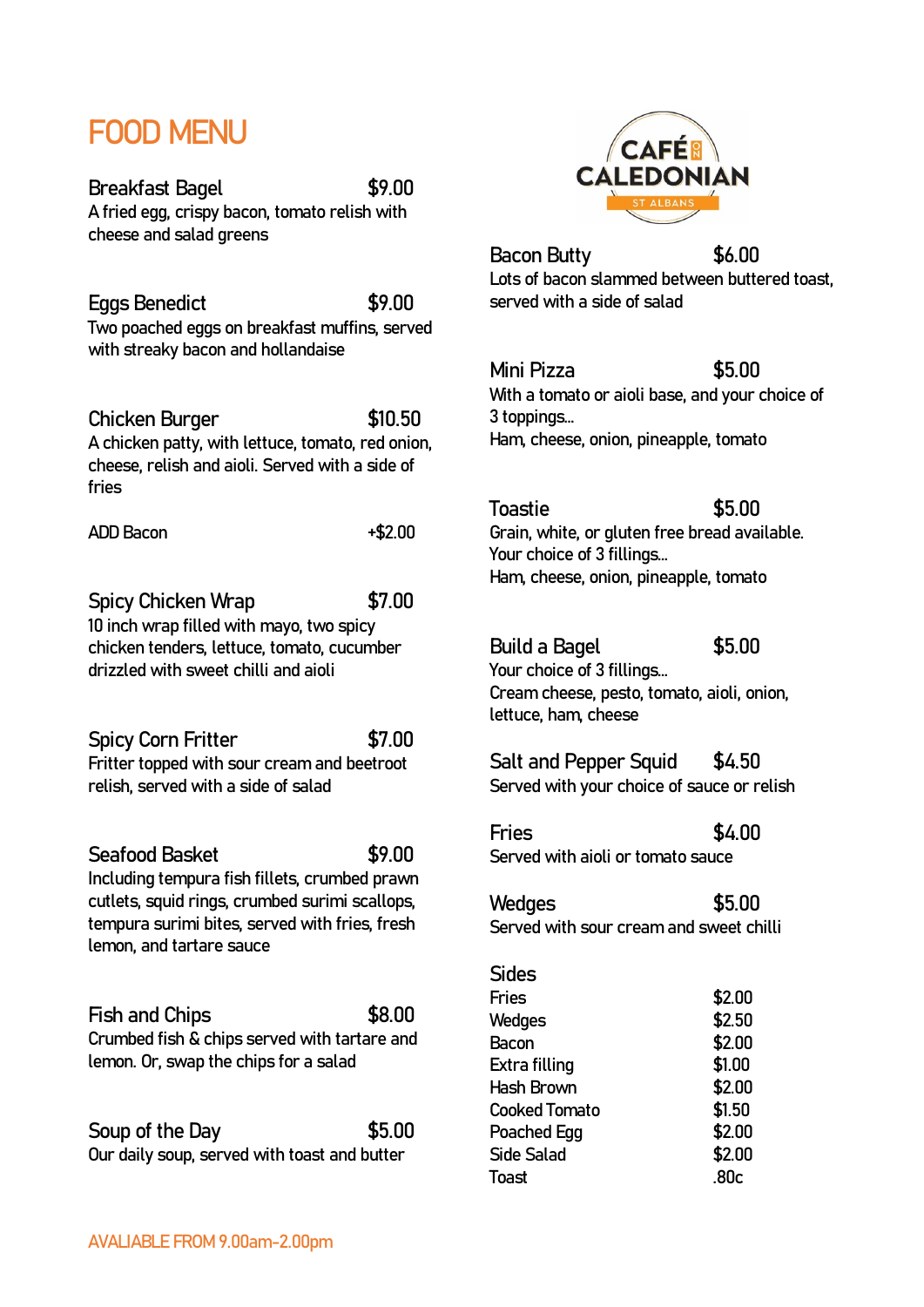# FOOD MENU

CAFÉ ON CALEDONIAN
ST ALBANS

**Breakfast Bagel** $9.00
A fried egg, crispy bacon, tomato relish with cheese and salad greens

**Eggs Benedict** $9.00
Two poached eggs on breakfast muffins, served with streaky bacon and hollandaise

**Chicken Burger** $10.50
A chicken patty, with lettuce, tomato, red onion, cheese, relish and aioli. Served with a side of fries

ADD Bacon +$2.00

**Spicy Chicken Wrap** $7.00
10 inch wrap filled with mayo, two spicy chicken tenders, lettuce, tomato, cucumber drizzled with sweet chilli and aioli

**Spicy Corn Fritter** $7.00
Fritter topped with sour cream and beetroot relish, served with a side of salad

**Seafood Basket** $9.00
Including tempura fish fillets, crumbed prawn cutlets, squid rings, crumbed surimi scallops, tempura surimi bites, served with fries, fresh lemon, and tartare sauce

**Fish and Chips** $8.00
Crumbed fish & chips served with tartare and lemon. Or, swap the chips for a salad

**Soup of the Day** $5.00
Our daily soup, served with toast and butter

**Bacon Butty** $6.00
Lots of bacon slammed between buttered toast, served with a side of salad

**Mini Pizza** $5.00
With a tomato or aioli base, and your choice of 3 toppings...
Ham, cheese, onion, pineapple, tomato

**Toastie** $5.00
Grain, white, or gluten free bread available. Your choice of 3 fillings...
Ham, cheese, onion, pineapple, tomato

**Build a Bagel** $5.00
Your choice of 3 fillings...
Cream cheese, pesto, tomato, aioli, onion, lettuce, ham, cheese

**Salt and Pepper Squid** $4.50
Served with your choice of sauce or relish

**Fries** $4.00
Served with aioli or tomato sauce

**Wedges** $5.00
Served with sour cream and sweet chilli

## Sides

| | |
|---|---|
| Fries | $2.00 |
| Wedges | $2.50 |
| Bacon | $2.00 |
| Extra filling | $1.00 |
| Hash Brown | $2.00 |
| Cooked Tomato | $1.50 |
| Poached Egg | $2.00 |
| Side Salad | $2.00 |
| Toast | .80c |

AVALIABLE FROM 9.00am-2.00pm